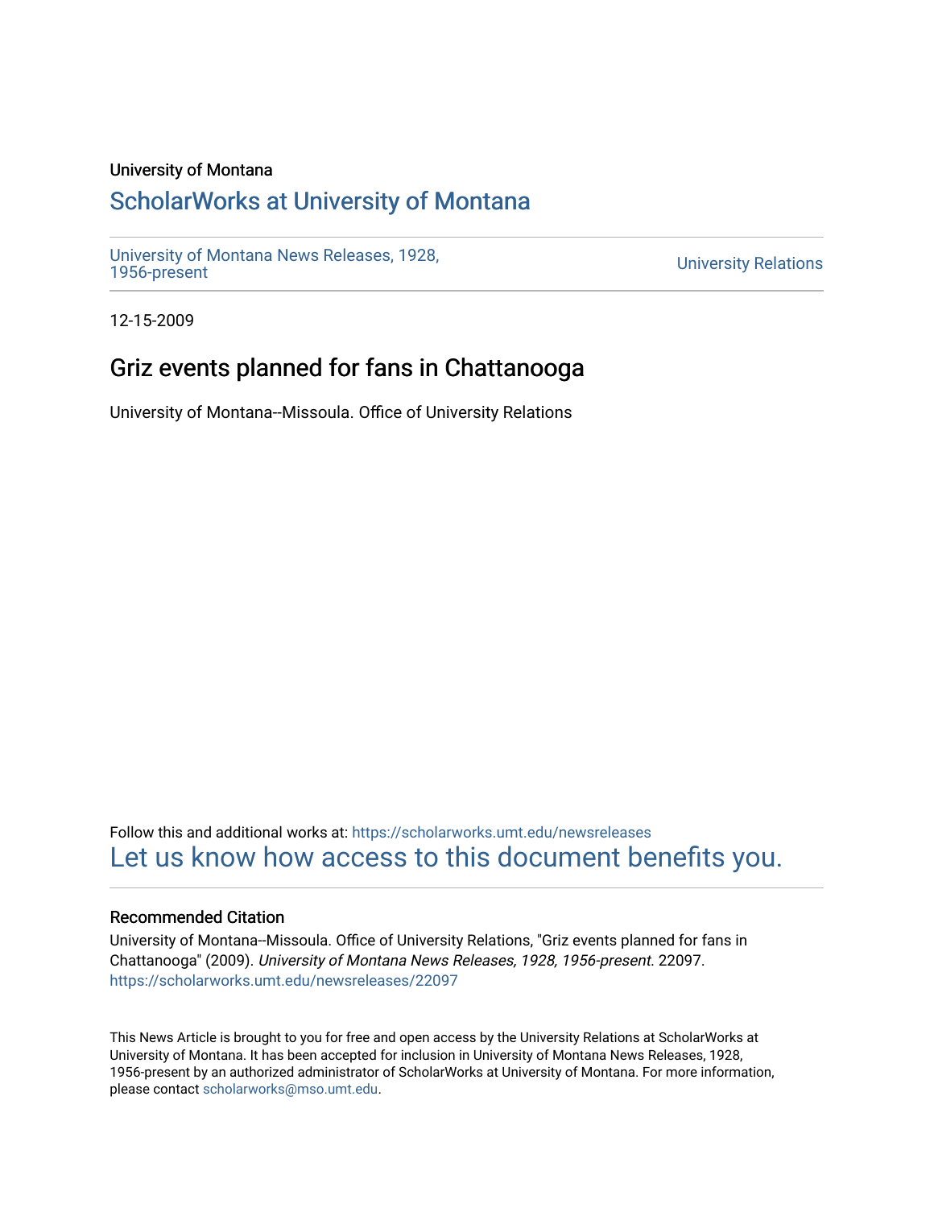University of Montana

# ScholarWorks at University of Montana

University of Montana News Releases, 1928, 1956-present

University Relations

12-15-2009

## Griz events planned for fans in Chattanooga

University of Montana--Missoula. Office of University Relations

Follow this and additional works at: https://scholarworks.umt.edu/newsreleases

Let us know how access to this document benefits you.

### Recommended Citation

University of Montana--Missoula. Office of University Relations, "Griz events planned for fans in Chattanooga" (2009). *University of Montana News Releases, 1928, 1956-present*. 22097.
https://scholarworks.umt.edu/newsreleases/22097

This News Article is brought to you for free and open access by the University Relations at ScholarWorks at University of Montana. It has been accepted for inclusion in University of Montana News Releases, 1928, 1956-present by an authorized administrator of ScholarWorks at University of Montana. For more information, please contact scholarworks@mso.umt.edu.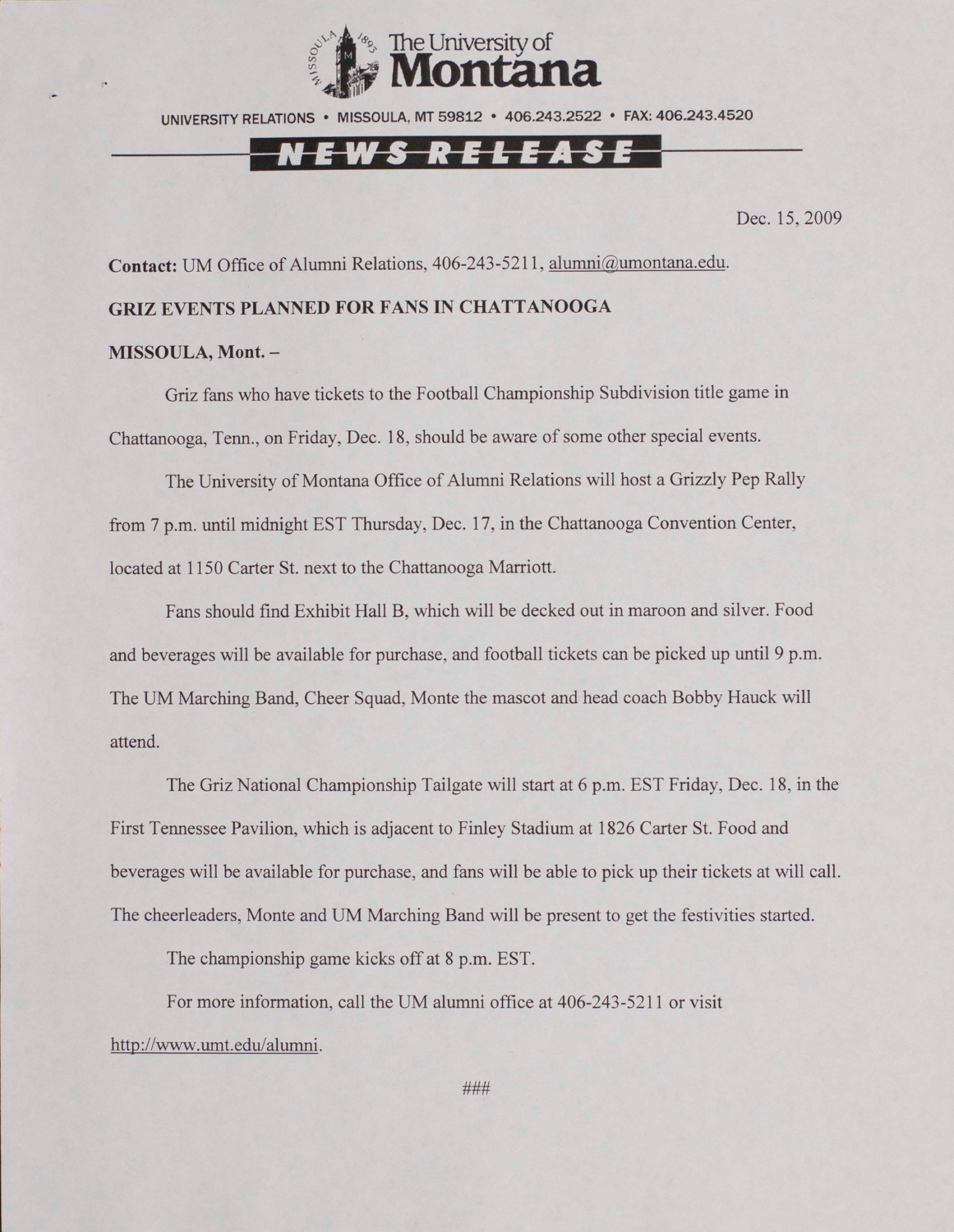The University of Montana

UNIVERSITY RELATIONS • MISSOULA, MT 59812 • 406.243.2522 • FAX: 406.243.4520

NEWS RELEASE

Dec. 15, 2009

**Contact:** UM Office of Alumni Relations, 406-243-5211, alumni@umontana.edu.

**GRIZ EVENTS PLANNED FOR FANS IN CHATTANOOGA**

**MISSOULA, Mont. –**

Griz fans who have tickets to the Football Championship Subdivision title game in Chattanooga, Tenn., on Friday, Dec. 18, should be aware of some other special events.

The University of Montana Office of Alumni Relations will host a Grizzly Pep Rally from 7 p.m. until midnight EST Thursday, Dec. 17, in the Chattanooga Convention Center, located at 1150 Carter St. next to the Chattanooga Marriott.

Fans should find Exhibit Hall B, which will be decked out in maroon and silver. Food and beverages will be available for purchase, and football tickets can be picked up until 9 p.m. The UM Marching Band, Cheer Squad, Monte the mascot and head coach Bobby Hauck will attend.

The Griz National Championship Tailgate will start at 6 p.m. EST Friday, Dec. 18, in the First Tennessee Pavilion, which is adjacent to Finley Stadium at 1826 Carter St. Food and beverages will be available for purchase, and fans will be able to pick up their tickets at will call. The cheerleaders, Monte and UM Marching Band will be present to get the festivities started.

The championship game kicks off at 8 p.m. EST.

For more information, call the UM alumni office at 406-243-5211 or visit http://www.umt.edu/alumni.

###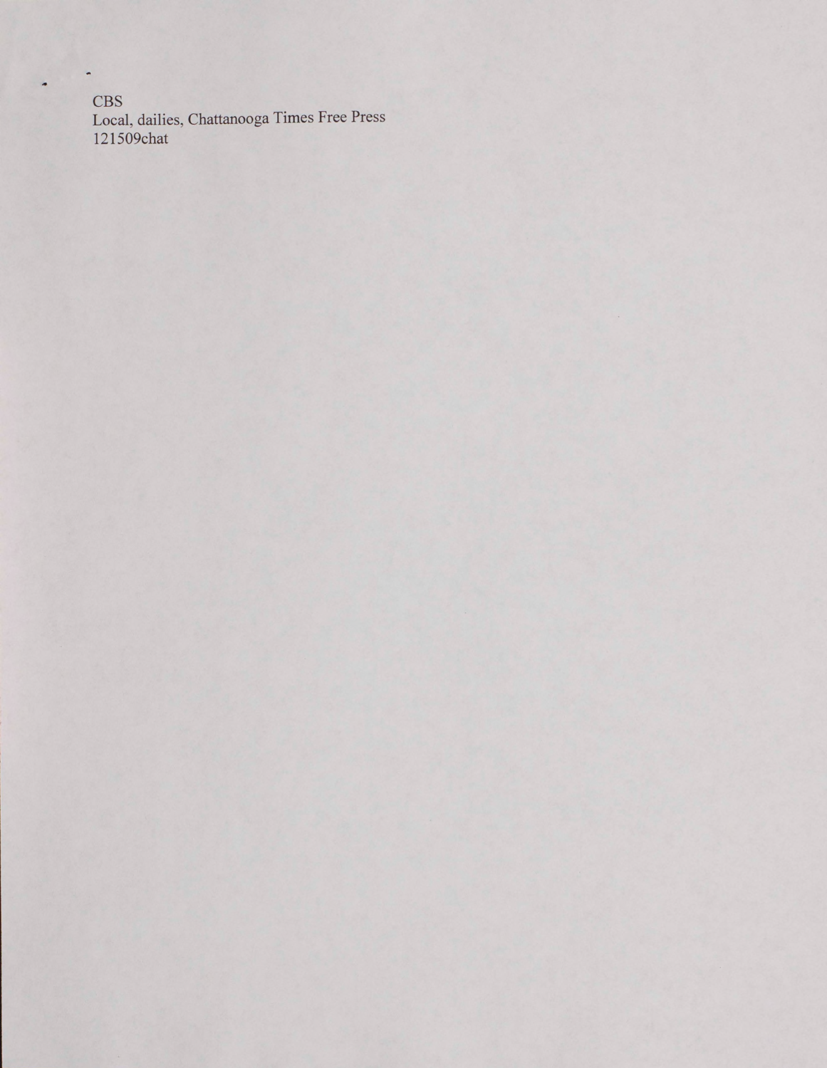CBS
Local, dailies, Chattanooga Times Free Press
121509chat